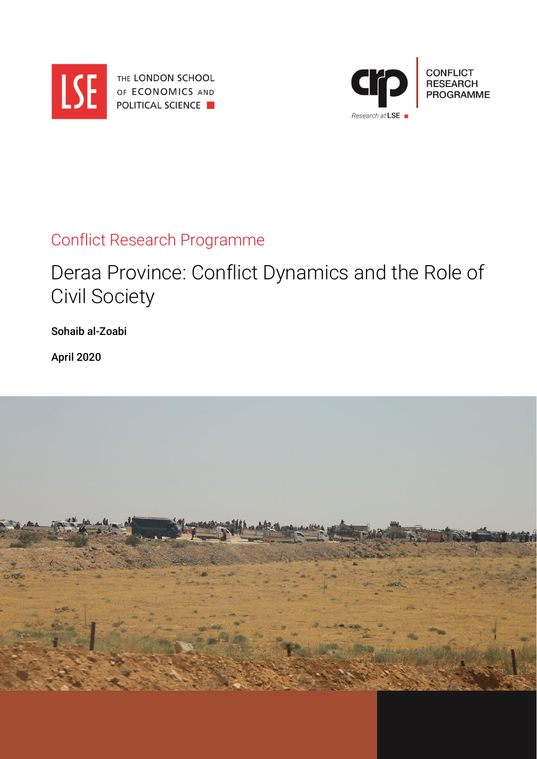THE LONDON SCHOOL OF ECONOMICS AND POLITICAL SCIENCE

CONFLICT RESEARCH PROGRAMME

Research at LSE

Conflict Research Programme

# Deraa Province: Conflict Dynamics and the Role of Civil Society

**Sohaib al-Zoabi**

**April 2020**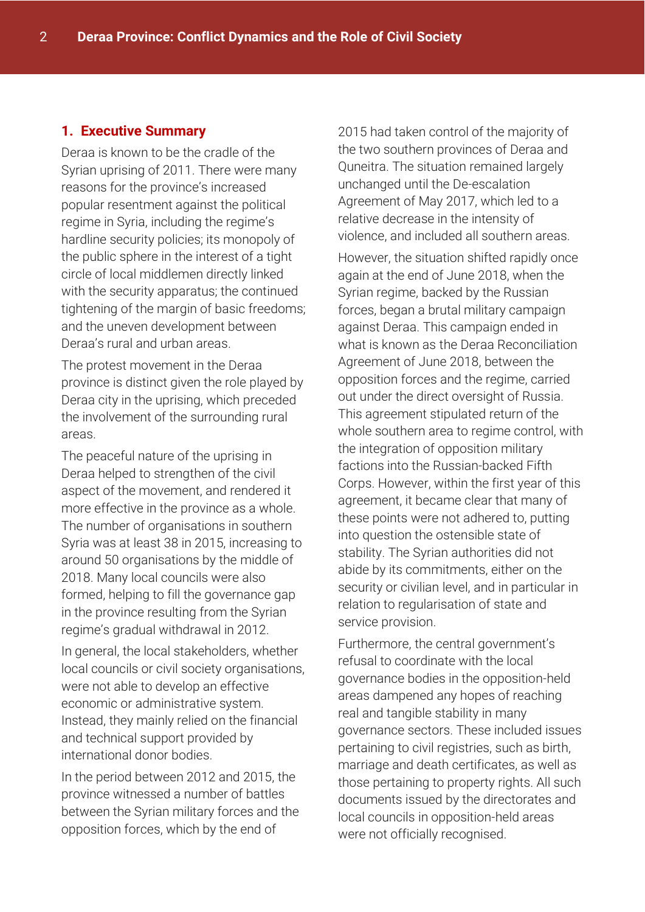## 1. Executive Summary

Deraa is known to be the cradle of the Syrian uprising of 2011. There were many reasons for the province's increased popular resentment against the political regime in Syria, including the regime's hardline security policies; its monopoly of the public sphere in the interest of a tight circle of local middlemen directly linked with the security apparatus; the continued tightening of the margin of basic freedoms; and the uneven development between Deraa's rural and urban areas.

The protest movement in the Deraa province is distinct given the role played by Deraa city in the uprising, which preceded the involvement of the surrounding rural areas.

The peaceful nature of the uprising in Deraa helped to strengthen of the civil aspect of the movement, and rendered it more effective in the province as a whole. The number of organisations in southern Syria was at least 38 in 2015, increasing to around 50 organisations by the middle of 2018. Many local councils were also formed, helping to fill the governance gap in the province resulting from the Syrian regime's gradual withdrawal in 2012.

In general, the local stakeholders, whether local councils or civil society organisations, were not able to develop an effective economic or administrative system. Instead, they mainly relied on the financial and technical support provided by international donor bodies.

In the period between 2012 and 2015, the province witnessed a number of battles between the Syrian military forces and the opposition forces, which by the end of 2015 had taken control of the majority of the two southern provinces of Deraa and Quneitra. The situation remained largely unchanged until the De-escalation Agreement of May 2017, which led to a relative decrease in the intensity of violence, and included all southern areas.

However, the situation shifted rapidly once again at the end of June 2018, when the Syrian regime, backed by the Russian forces, began a brutal military campaign against Deraa. This campaign ended in what is known as the Deraa Reconciliation Agreement of June 2018, between the opposition forces and the regime, carried out under the direct oversight of Russia. This agreement stipulated return of the whole southern area to regime control, with the integration of opposition military factions into the Russian-backed Fifth Corps. However, within the first year of this agreement, it became clear that many of these points were not adhered to, putting into question the ostensible state of stability. The Syrian authorities did not abide by its commitments, either on the security or civilian level, and in particular in relation to regularisation of state and service provision.

Furthermore, the central government's refusal to coordinate with the local governance bodies in the opposition-held areas dampened any hopes of reaching real and tangible stability in many governance sectors. These included issues pertaining to civil registries, such as birth, marriage and death certificates, as well as those pertaining to property rights. All such documents issued by the directorates and local councils in opposition-held areas were not officially recognised.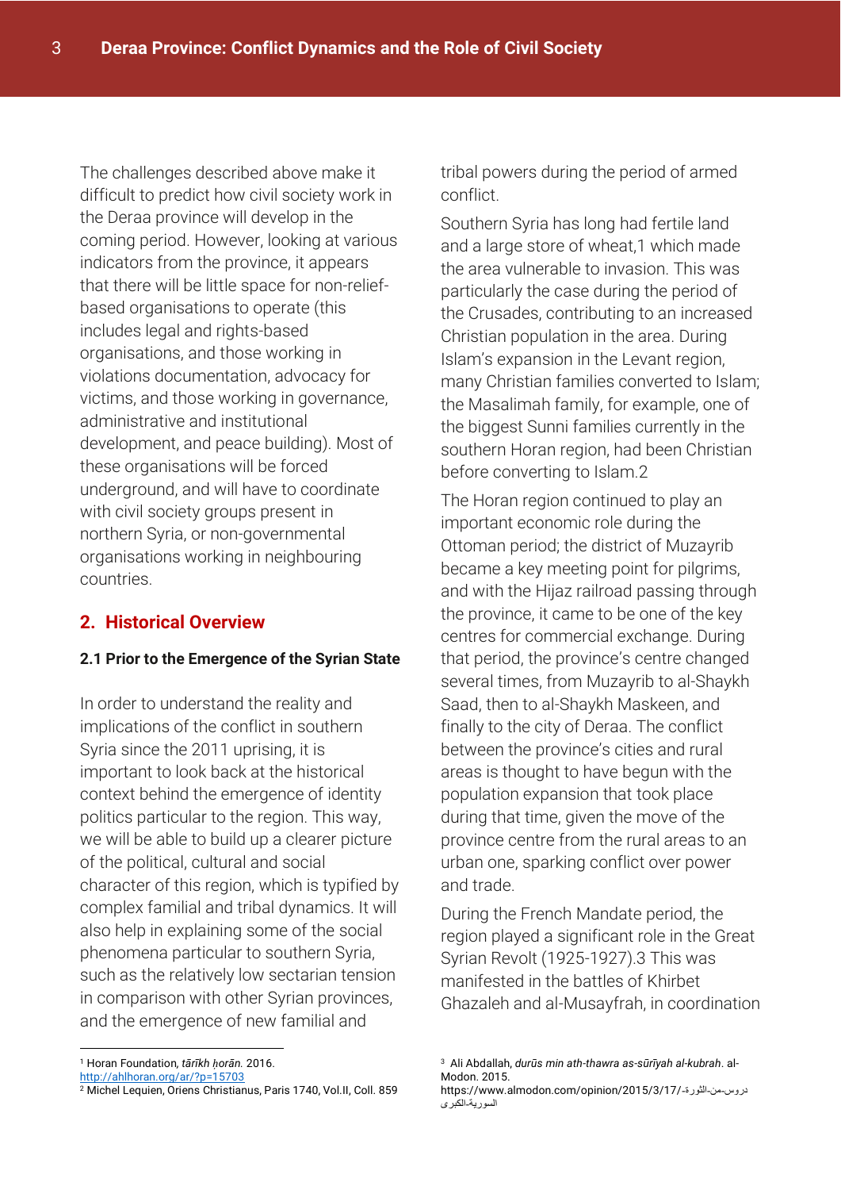The challenges described above make it difficult to predict how civil society work in the Deraa province will develop in the coming period. However, looking at various indicators from the province, it appears that there will be little space for non-relief-based organisations to operate (this includes legal and rights-based organisations, and those working in violations documentation, advocacy for victims, and those working in governance, administrative and institutional development, and peace building). Most of these organisations will be forced underground, and will have to coordinate with civil society groups present in northern Syria, or non-governmental organisations working in neighbouring countries.

## 2. Historical Overview

### 2.1 Prior to the Emergence of the Syrian State

In order to understand the reality and implications of the conflict in southern Syria since the 2011 uprising, it is important to look back at the historical context behind the emergence of identity politics particular to the region. This way, we will be able to build up a clearer picture of the political, cultural and social character of this region, which is typified by complex familial and tribal dynamics. It will also help in explaining some of the social phenomena particular to southern Syria, such as the relatively low sectarian tension in comparison with other Syrian provinces, and the emergence of new familial and tribal powers during the period of armed conflict.

Southern Syria has long had fertile land and a large store of wheat,[1] which made the area vulnerable to invasion. This was particularly the case during the period of the Crusades, contributing to an increased Christian population in the area. During Islam's expansion in the Levant region, many Christian families converted to Islam; the Masalimah family, for example, one of the biggest Sunni families currently in the southern Horan region, had been Christian before converting to Islam.[2]

The Horan region continued to play an important economic role during the Ottoman period; the district of Muzayrib became a key meeting point for pilgrims, and with the Hijaz railroad passing through the province, it came to be one of the key centres for commercial exchange. During that period, the province's centre changed several times, from Muzayrib to al-Shaykh Saad, then to al-Shaykh Maskeen, and finally to the city of Deraa. The conflict between the province's cities and rural areas is thought to have begun with the population expansion that took place during that time, given the move of the province centre from the rural areas to an urban one, sparking conflict over power and trade.

During the French Mandate period, the region played a significant role in the Great Syrian Revolt (1925-1927).[3] This was manifested in the battles of Khirbet Ghazaleh and al-Musayfrah, in coordination

---

[1] Horan Foundation, *tārīkh ḥorān.* 2016. http://ahlhoran.org/ar/?p=15703

[2] Michel Lequien, Oriens Christianus, Paris 1740, Vol.II, Coll. 859

[3] Ali Abdallah, *durūs min ath-thawra as-sūrīyah al-kubrah*. al-Modon. 2015. https://www.almodon.com/opinion/2015/3/17/دروس-من-الثورة-السورية-الكبرى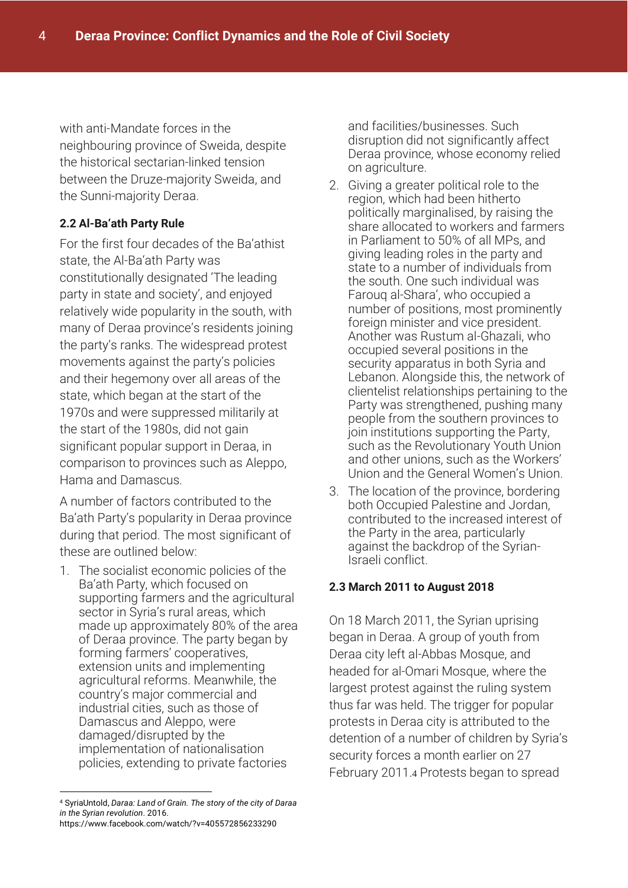with anti-Mandate forces in the neighbouring province of Sweida, despite the historical sectarian-linked tension between the Druze-majority Sweida, and the Sunni-majority Deraa.

### 2.2 Al-Ba'ath Party Rule

For the first four decades of the Ba'athist state, the Al-Ba'ath Party was constitutionally designated 'The leading party in state and society', and enjoyed relatively wide popularity in the south, with many of Deraa province's residents joining the party's ranks. The widespread protest movements against the party's policies and their hegemony over all areas of the state, which began at the start of the 1970s and were suppressed militarily at the start of the 1980s, did not gain significant popular support in Deraa, in comparison to provinces such as Aleppo, Hama and Damascus.

A number of factors contributed to the Ba'ath Party's popularity in Deraa province during that period. The most significant of these are outlined below:

1. The socialist economic policies of the Ba'ath Party, which focused on supporting farmers and the agricultural sector in Syria's rural areas, which made up approximately 80% of the area of Deraa province. The party began by forming farmers' cooperatives, extension units and implementing agricultural reforms. Meanwhile, the country's major commercial and industrial cities, such as those of Damascus and Aleppo, were damaged/disrupted by the implementation of nationalisation policies, extending to private factories and facilities/businesses. Such disruption did not significantly affect Deraa province, whose economy relied on agriculture.
2. Giving a greater political role to the region, which had been hitherto politically marginalised, by raising the share allocated to workers and farmers in Parliament to 50% of all MPs, and giving leading roles in the party and state to a number of individuals from the south. One such individual was Farouq al-Shara', who occupied a number of positions, most prominently foreign minister and vice president. Another was Rustum al-Ghazali, who occupied several positions in the security apparatus in both Syria and Lebanon. Alongside this, the network of clientelist relationships pertaining to the Party was strengthened, pushing many people from the southern provinces to join institutions supporting the Party, such as the Revolutionary Youth Union and other unions, such as the Workers' Union and the General Women's Union.
3. The location of the province, bordering both Occupied Palestine and Jordan, contributed to the increased interest of the Party in the area, particularly against the backdrop of the Syrian-Israeli conflict.

### 2.3 March 2011 to August 2018

On 18 March 2011, the Syrian uprising began in Deraa. A group of youth from Deraa city left al-Abbas Mosque, and headed for al-Omari Mosque, where the largest protest against the ruling system thus far was held. The trigger for popular protests in Deraa city is attributed to the detention of a number of children by Syria's security forces a month earlier on 27 February 2011.[4] Protests began to spread

[4] SyriaUntold, *Daraa: Land of Grain. The story of the city of Daraa in the Syrian revolution*. 2016. https://www.facebook.com/watch/?v=405572856233290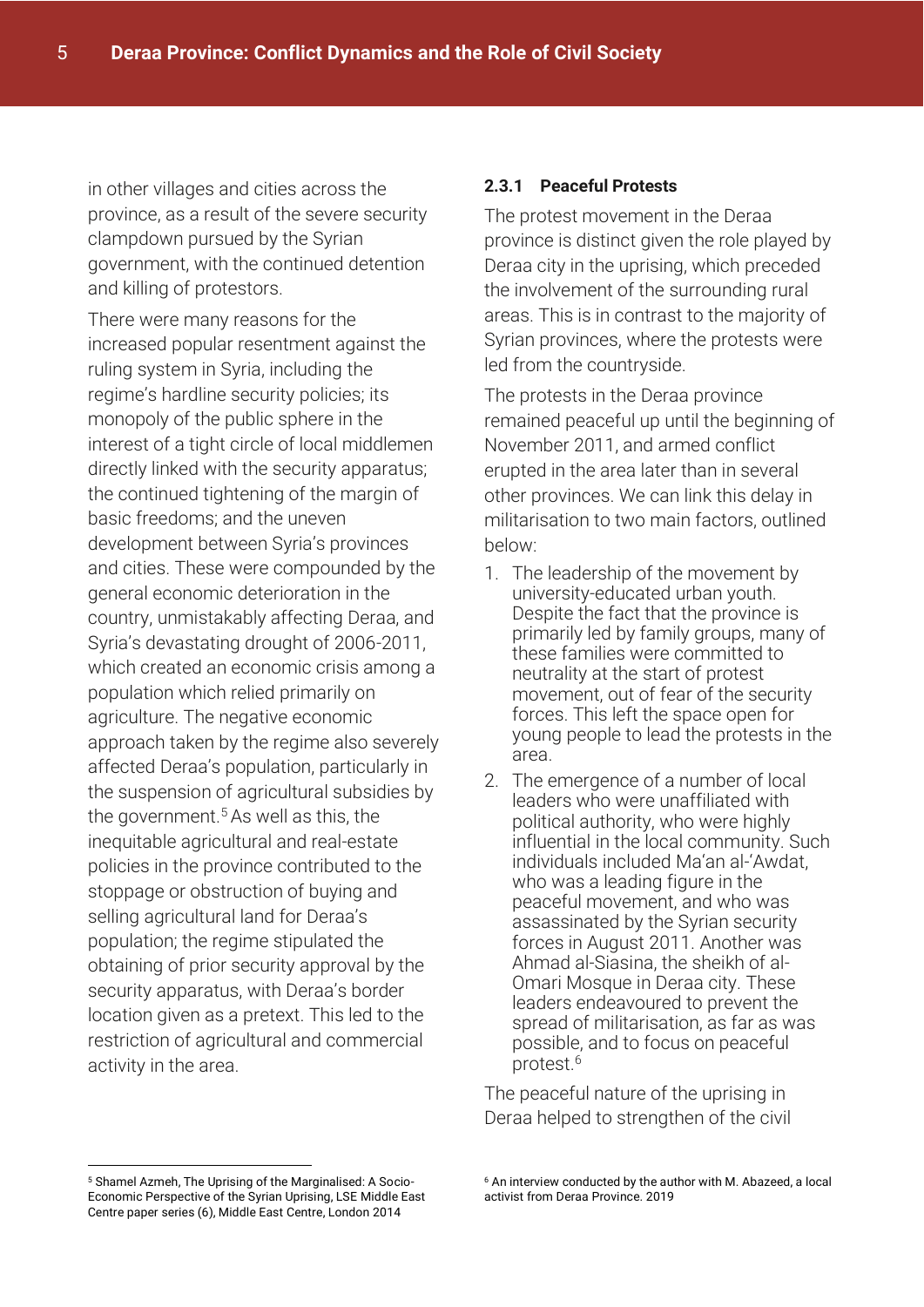in other villages and cities across the province, as a result of the severe security clampdown pursued by the Syrian government, with the continued detention and killing of protestors.

There were many reasons for the increased popular resentment against the ruling system in Syria, including the regime's hardline security policies; its monopoly of the public sphere in the interest of a tight circle of local middlemen directly linked with the security apparatus; the continued tightening of the margin of basic freedoms; and the uneven development between Syria's provinces and cities. These were compounded by the general economic deterioration in the country, unmistakably affecting Deraa, and Syria's devastating drought of 2006-2011, which created an economic crisis among a population which relied primarily on agriculture. The negative economic approach taken by the regime also severely affected Deraa's population, particularly in the suspension of agricultural subsidies by the government.[5] As well as this, the inequitable agricultural and real-estate policies in the province contributed to the stoppage or obstruction of buying and selling agricultural land for Deraa's population; the regime stipulated the obtaining of prior security approval by the security apparatus, with Deraa's border location given as a pretext. This led to the restriction of agricultural and commercial activity in the area.

### 2.3.1 Peaceful Protests

The protest movement in the Deraa province is distinct given the role played by Deraa city in the uprising, which preceded the involvement of the surrounding rural areas. This is in contrast to the majority of Syrian provinces, where the protests were led from the countryside.

The protests in the Deraa province remained peaceful up until the beginning of November 2011, and armed conflict erupted in the area later than in several other provinces. We can link this delay in militarisation to two main factors, outlined below:

1. The leadership of the movement by university-educated urban youth. Despite the fact that the province is primarily led by family groups, many of these families were committed to neutrality at the start of protest movement, out of fear of the security forces. This left the space open for young people to lead the protests in the area.
2. The emergence of a number of local leaders who were unaffiliated with political authority, who were highly influential in the local community. Such individuals included Ma'an al-'Awdat, who was a leading figure in the peaceful movement, and who was assassinated by the Syrian security forces in August 2011. Another was Ahmad al-Siasina, the sheikh of al-Omari Mosque in Deraa city. These leaders endeavoured to prevent the spread of militarisation, as far as was possible, and to focus on peaceful protest.[6]

The peaceful nature of the uprising in Deraa helped to strengthen of the civil

---

[5] Shamel Azmeh, The Uprising of the Marginalised: A Socio-Economic Perspective of the Syrian Uprising, LSE Middle East Centre paper series (6), Middle East Centre, London 2014

[6] An interview conducted by the author with M. Abazeed, a local activist from Deraa Province. 2019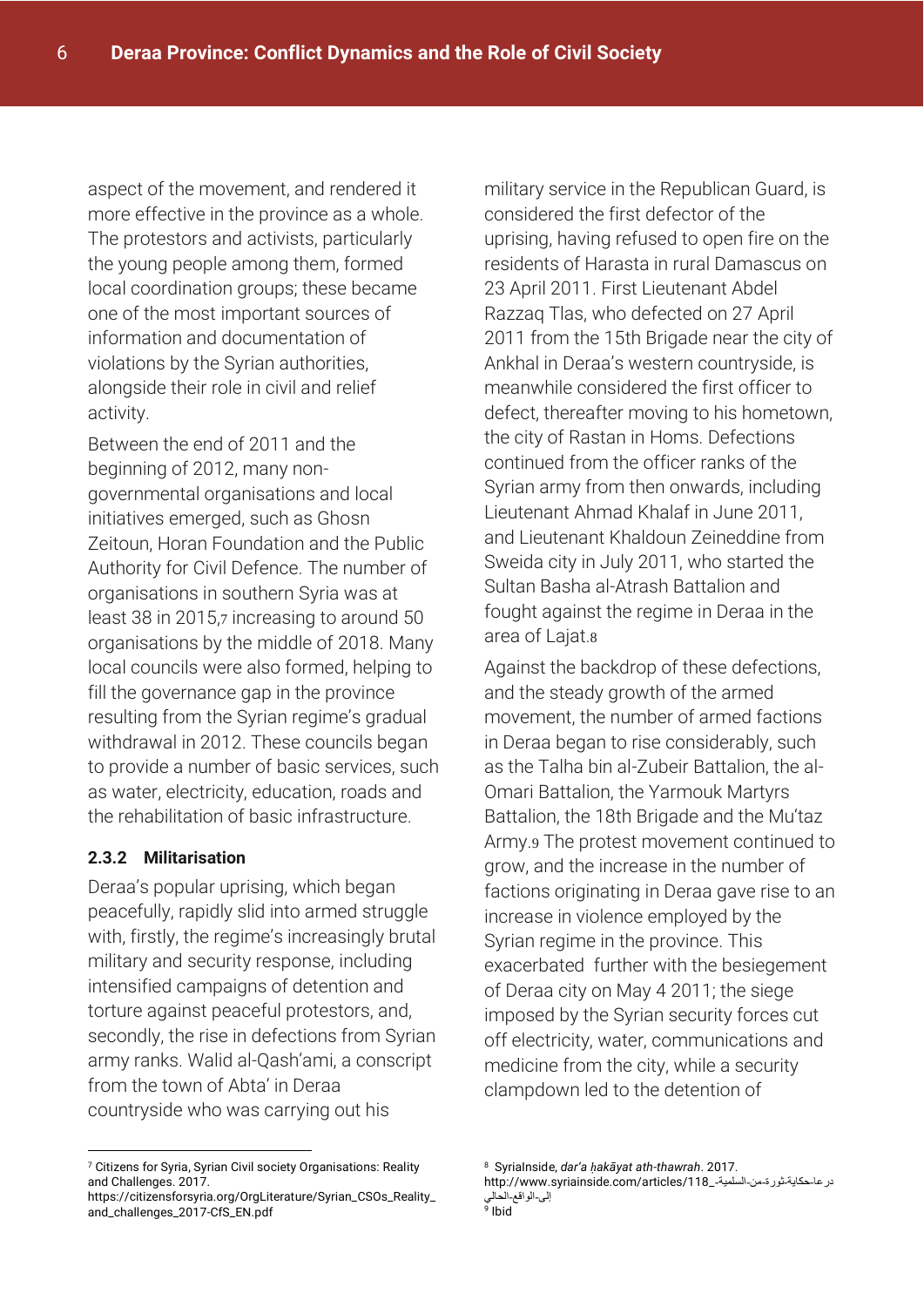aspect of the movement, and rendered it more effective in the province as a whole. The protestors and activists, particularly the young people among them, formed local coordination groups; these became one of the most important sources of information and documentation of violations by the Syrian authorities, alongside their role in civil and relief activity.

Between the end of 2011 and the beginning of 2012, many non-governmental organisations and local initiatives emerged, such as Ghosn Zeitoun, Horan Foundation and the Public Authority for Civil Defence. The number of organisations in southern Syria was at least 38 in 2015,[7] increasing to around 50 organisations by the middle of 2018. Many local councils were also formed, helping to fill the governance gap in the province resulting from the Syrian regime's gradual withdrawal in 2012. These councils began to provide a number of basic services, such as water, electricity, education, roads and the rehabilitation of basic infrastructure.

#### 2.3.2 Militarisation

Deraa's popular uprising, which began peacefully, rapidly slid into armed struggle with, firstly, the regime's increasingly brutal military and security response, including intensified campaigns of detention and torture against peaceful protestors, and, secondly, the rise in defections from Syrian army ranks. Walid al-Qash'ami, a conscript from the town of Abta' in Deraa countryside who was carrying out his military service in the Republican Guard, is considered the first defector of the uprising, having refused to open fire on the residents of Harasta in rural Damascus on 23 April 2011. First Lieutenant Abdel Razzaq Tlas, who defected on 27 April 2011 from the 15th Brigade near the city of Ankhal in Deraa's western countryside, is meanwhile considered the first officer to defect, thereafter moving to his hometown, the city of Rastan in Homs. Defections continued from the officer ranks of the Syrian army from then onwards, including Lieutenant Ahmad Khalaf in June 2011, and Lieutenant Khaldoun Zeineddine from Sweida city in July 2011, who started the Sultan Basha al-Atrash Battalion and fought against the regime in Deraa in the area of Lajat.[8]

Against the backdrop of these defections, and the steady growth of the armed movement, the number of armed factions in Deraa began to rise considerably, such as the Talha bin al-Zubeir Battalion, the al-Omari Battalion, the Yarmouk Martyrs Battalion, the 18th Brigade and the Mu'taz Army.[9] The protest movement continued to grow, and the increase in the number of factions originating in Deraa gave rise to an increase in violence employed by the Syrian regime in the province. This exacerbated further with the besiegement of Deraa city on May 4 2011; the siege imposed by the Syrian security forces cut off electricity, water, communications and medicine from the city, while a security clampdown led to the detention of

---

[7] Citizens for Syria, Syrian Civil society Organisations: Reality and Challenges. 2017. https://citizensforsyria.org/OrgLiterature/Syrian_CSOs_Reality_and_challenges_2017-CfS_EN.pdf

[8] SyriaInside, *dar'a ḥakāyat ath-thawrah*. 2017. http://www.syriainside.com/articles/118_درعا-حكاية-ثورة-من-السلمية-إلى-الواقع-الحالي

[9] Ibid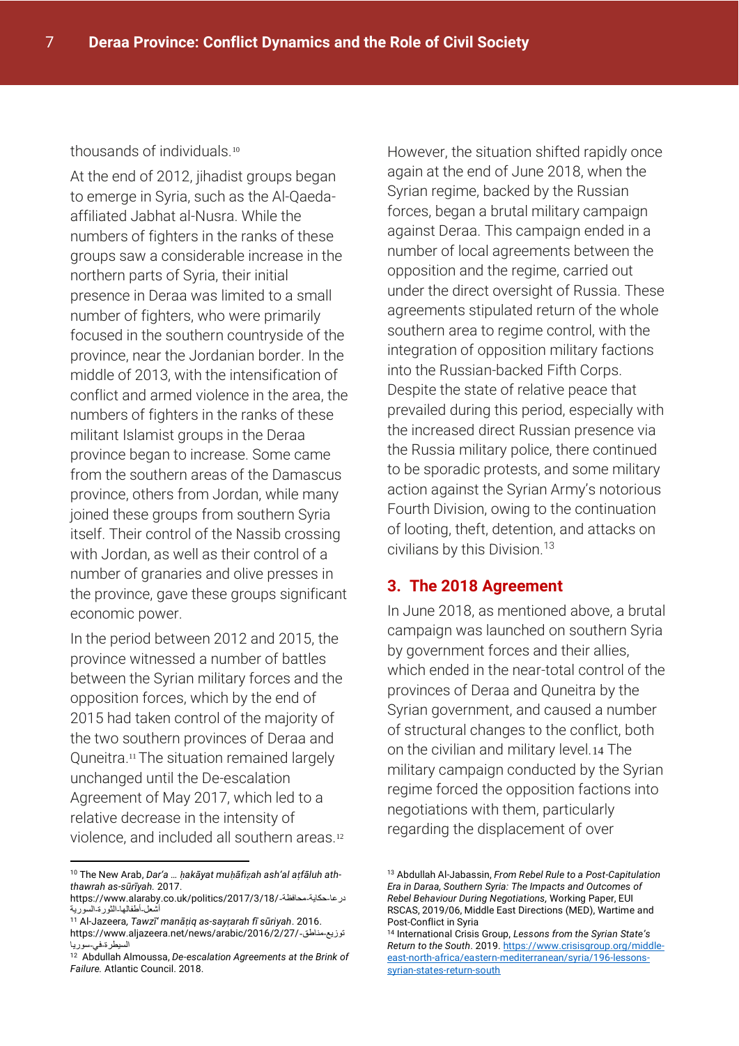thousands of individuals.[10]

At the end of 2012, jihadist groups began to emerge in Syria, such as the Al-Qaeda-affiliated Jabhat al-Nusra. While the numbers of fighters in the ranks of these groups saw a considerable increase in the northern parts of Syria, their initial presence in Deraa was limited to a small number of fighters, who were primarily focused in the southern countryside of the province, near the Jordanian border. In the middle of 2013, with the intensification of conflict and armed violence in the area, the numbers of fighters in the ranks of these militant Islamist groups in the Deraa province began to increase. Some came from the southern areas of the Damascus province, others from Jordan, while many joined these groups from southern Syria itself. Their control of the Nassib crossing with Jordan, as well as their control of a number of granaries and olive presses in the province, gave these groups significant economic power.

In the period between 2012 and 2015, the province witnessed a number of battles between the Syrian military forces and the opposition forces, which by the end of 2015 had taken control of the majority of the two southern provinces of Deraa and Quneitra.[11] The situation remained largely unchanged until the De-escalation Agreement of May 2017, which led to a relative decrease in the intensity of violence, and included all southern areas.[12]

However, the situation shifted rapidly once again at the end of June 2018, when the Syrian regime, backed by the Russian forces, began a brutal military campaign against Deraa. This campaign ended in a number of local agreements between the opposition and the regime, carried out under the direct oversight of Russia. These agreements stipulated return of the whole southern area to regime control, with the integration of opposition military factions into the Russian-backed Fifth Corps. Despite the state of relative peace that prevailed during this period, especially with the increased direct Russian presence via the Russia military police, there continued to be sporadic protests, and some military action against the Syrian Army's notorious Fourth Division, owing to the continuation of looting, theft, detention, and attacks on civilians by this Division.[13]

## 3. The 2018 Agreement

In June 2018, as mentioned above, a brutal campaign was launched on southern Syria by government forces and their allies, which ended in the near-total control of the provinces of Deraa and Quneitra by the Syrian government, and caused a number of structural changes to the conflict, both on the civilian and military level.[14] The military campaign conducted by the Syrian regime forced the opposition factions into negotiations with them, particularly regarding the displacement of over

---

[10] The New Arab, *Dar'a … ḥakāyat muḥāfiẓah ash'al aṭfāluh ath-thawrah as-sūrīyah.* 2017. https://www.alaraby.co.uk/politics/2017/3/18/درعا-حكاية-محافظة-أشعل-أطفالها-الثورة-السورية

[11] Al-Jazeera, *Tawzī' manāṭiq as-sayṭarah fī sūriyah*. 2016. https://www.aljazeera.net/news/arabic/2016/2/27/توزيع-مناطق-السيطرة-في-سوريا

[12] Abdullah Almoussa, *De-escalation Agreements at the Brink of Failure.* Atlantic Council. 2018.

[13] Abdullah Al-Jabassin, *From Rebel Rule to a Post-Capitulation Era in Daraa, Southern Syria: The Impacts and Outcomes of Rebel Behaviour During Negotiations*, Working Paper, EUI RSCAS, 2019/06, Middle East Directions (MED), Wartime and Post-Conflict in Syria

[14] International Crisis Group, *Lessons from the Syrian State's Return to the South*. 2019. https://www.crisisgroup.org/middle-east-north-africa/eastern-mediterranean/syria/196-lessons-syrian-states-return-south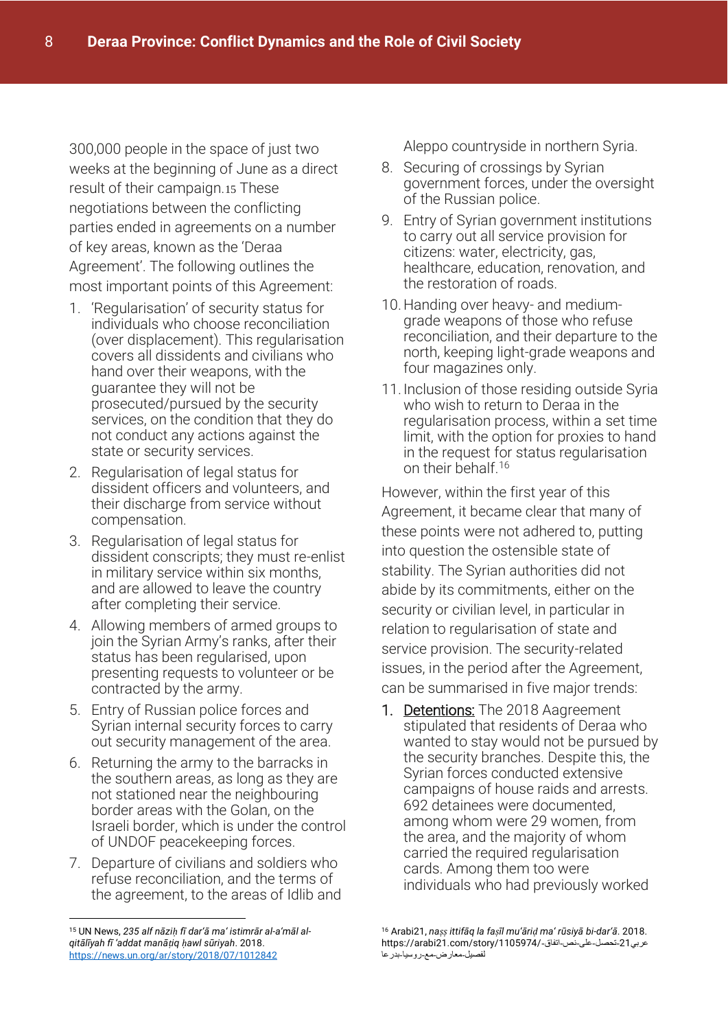300,000 people in the space of just two weeks at the beginning of June as a direct result of their campaign.[15] These negotiations between the conflicting parties ended in agreements on a number of key areas, known as the 'Deraa Agreement'. The following outlines the most important points of this Agreement:

1. 'Regularisation' of security status for individuals who choose reconciliation (over displacement). This regularisation covers all dissidents and civilians who hand over their weapons, with the guarantee they will not be prosecuted/pursued by the security services, on the condition that they do not conduct any actions against the state or security services.
2. Regularisation of legal status for dissident officers and volunteers, and their discharge from service without compensation.
3. Regularisation of legal status for dissident conscripts; they must re-enlist in military service within six months, and are allowed to leave the country after completing their service.
4. Allowing members of armed groups to join the Syrian Army's ranks, after their status has been regularised, upon presenting requests to volunteer or be contracted by the army.
5. Entry of Russian police forces and Syrian internal security forces to carry out security management of the area.
6. Returning the army to the barracks in the southern areas, as long as they are not stationed near the neighbouring border areas with the Golan, on the Israeli border, which is under the control of UNDOF peacekeeping forces.
7. Departure of civilians and soldiers who refuse reconciliation, and the terms of the agreement, to the areas of Idlib and Aleppo countryside in northern Syria.
8. Securing of crossings by Syrian government forces, under the oversight of the Russian police.
9. Entry of Syrian government institutions to carry out all service provision for citizens: water, electricity, gas, healthcare, education, renovation, and the restoration of roads.
10. Handing over heavy- and medium-grade weapons of those who refuse reconciliation, and their departure to the north, keeping light-grade weapons and four magazines only.
11. Inclusion of those residing outside Syria who wish to return to Deraa in the regularisation process, within a set time limit, with the option for proxies to hand in the request for status regularisation on their behalf.[16]

However, within the first year of this Agreement, it became clear that many of these points were not adhered to, putting into question the ostensible state of stability. The Syrian authorities did not abide by its commitments, either on the security or civilian level, in particular in relation to regularisation of state and service provision. The security-related issues, in the period after the Agreement, can be summarised in five major trends:

1. <u>Detentions:</u> The 2018 Aagreement stipulated that residents of Deraa who wanted to stay would not be pursued by the security branches. Despite this, the Syrian forces conducted extensive campaigns of house raids and arrests. 692 detainees were documented, among whom were 29 women, from the area, and the majority of whom carried the required regularisation cards. Among them too were individuals who had previously worked

---

[15] UN News, *235 alf nāziḥ fī dar'ā ma' istimrār al-a'māl al-qitālīyah fī 'addat manāṭiq ḥawl sūriyah*. 2018. https://news.un.org/ar/story/2018/07/1012842

[16] Arabi21, *naṣṣ ittifāq la faṣīl mu'āriḍ ma' rūsiyā bi-dar'ā*. 2018. https://arabi21.com/story/1105974/عربي21-تحصل-على-نص-اتفاق-لفصيل-معارض-مع-روسيا-بدرعا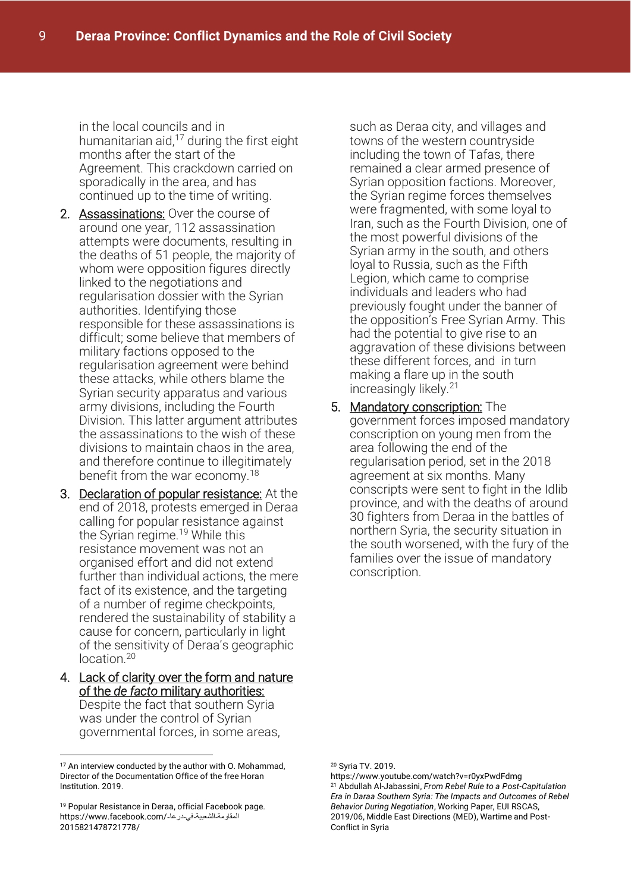in the local councils and in humanitarian aid,[17] during the first eight months after the start of the Agreement. This crackdown carried on sporadically in the area, and has continued up to the time of writing.

2. Assassinations: Over the course of around one year, 112 assassination attempts were documents, resulting in the deaths of 51 people, the majority of whom were opposition figures directly linked to the negotiations and regularisation dossier with the Syrian authorities. Identifying those responsible for these assassinations is difficult; some believe that members of military factions opposed to the regularisation agreement were behind these attacks, while others blame the Syrian security apparatus and various army divisions, including the Fourth Division. This latter argument attributes the assassinations to the wish of these divisions to maintain chaos in the area, and therefore continue to illegitimately benefit from the war economy.[18]

3. Declaration of popular resistance: At the end of 2018, protests emerged in Deraa calling for popular resistance against the Syrian regime.[19] While this resistance movement was not an organised effort and did not extend further than individual actions, the mere fact of its existence, and the targeting of a number of regime checkpoints, rendered the sustainability of stability a cause for concern, particularly in light of the sensitivity of Deraa's geographic location.[20]

4. Lack of clarity over the form and nature of the *de facto* military authorities: Despite the fact that southern Syria was under the control of Syrian governmental forces, in some areas, such as Deraa city, and villages and towns of the western countryside including the town of Tafas, there remained a clear armed presence of Syrian opposition factions. Moreover, the Syrian regime forces themselves were fragmented, with some loyal to Iran, such as the Fourth Division, one of the most powerful divisions of the Syrian army in the south, and others loyal to Russia, such as the Fifth Legion, which came to comprise individuals and leaders who had previously fought under the banner of the opposition's Free Syrian Army. This had the potential to give rise to an aggravation of these divisions between these different forces, and in turn making a flare up in the south increasingly likely.[21]

5. Mandatory conscription: The government forces imposed mandatory conscription on young men from the area following the end of the regularisation period, set in the 2018 agreement at six months. Many conscripts were sent to fight in the Idlib province, and with the deaths of around 30 fighters from Deraa in the battles of northern Syria, the security situation in the south worsened, with the fury of the families over the issue of mandatory conscription.

---

[17] An interview conducted by the author with O. Mohammad, Director of the Documentation Office of the free Horan Institution. 2019.

[19] Popular Resistance in Deraa, official Facebook page. https://www.facebook.com/المقاومة-الشعبية-في-درعا-2015821478721778/

[20] Syria TV. 2019. https://www.youtube.com/watch?v=r0yxPwdFdmg

[21] Abdullah Al-Jabassini, *From Rebel Rule to a Post-Capitulation Era in Daraa Southern Syria: The Impacts and Outcomes of Rebel Behavior During Negotiation*, Working Paper, EUI RSCAS, 2019/06, Middle East Directions (MED), Wartime and Post-Conflict in Syria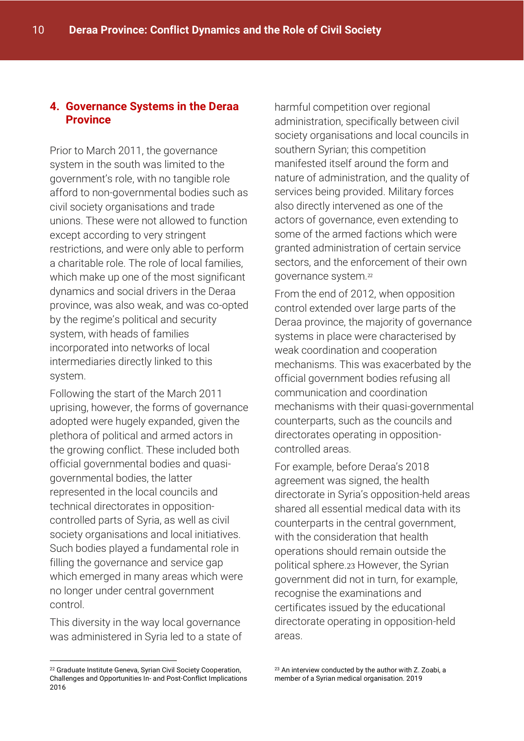## 4. Governance Systems in the Deraa Province

Prior to March 2011, the governance system in the south was limited to the government's role, with no tangible role afford to non-governmental bodies such as civil society organisations and trade unions. These were not allowed to function except according to very stringent restrictions, and were only able to perform a charitable role. The role of local families, which make up one of the most significant dynamics and social drivers in the Deraa province, was also weak, and was co-opted by the regime's political and security system, with heads of families incorporated into networks of local intermediaries directly linked to this system.

Following the start of the March 2011 uprising, however, the forms of governance adopted were hugely expanded, given the plethora of political and armed actors in the growing conflict. These included both official governmental bodies and quasi-governmental bodies, the latter represented in the local councils and technical directorates in opposition-controlled parts of Syria, as well as civil society organisations and local initiatives. Such bodies played a fundamental role in filling the governance and service gap which emerged in many areas which were no longer under central government control.

This diversity in the way local governance was administered in Syria led to a state of harmful competition over regional administration, specifically between civil society organisations and local councils in southern Syrian; this competition manifested itself around the form and nature of administration, and the quality of services being provided. Military forces also directly intervened as one of the actors of governance, even extending to some of the armed factions which were granted administration of certain service sectors, and the enforcement of their own governance system.[22]

From the end of 2012, when opposition control extended over large parts of the Deraa province, the majority of governance systems in place were characterised by weak coordination and cooperation mechanisms. This was exacerbated by the official government bodies refusing all communication and coordination mechanisms with their quasi-governmental counterparts, such as the councils and directorates operating in opposition-controlled areas.

For example, before Deraa's 2018 agreement was signed, the health directorate in Syria's opposition-held areas shared all essential medical data with its counterparts in the central government, with the consideration that health operations should remain outside the political sphere.[23] However, the Syrian government did not in turn, for example, recognise the examinations and certificates issued by the educational directorate operating in opposition-held areas.

---

[22] Graduate Institute Geneva, Syrian Civil Society Cooperation, Challenges and Opportunities In- and Post-Conflict Implications 2016

[23] An interview conducted by the author with Z. Zoabi, a member of a Syrian medical organisation. 2019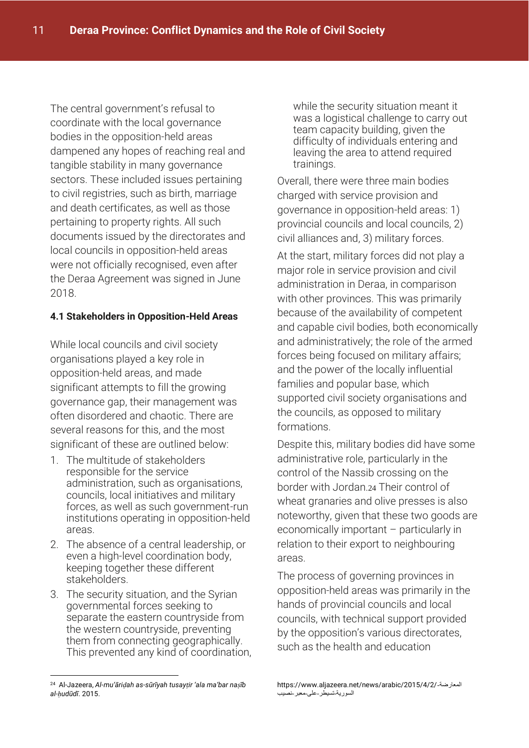The central government's refusal to coordinate with the local governance bodies in the opposition-held areas dampened any hopes of reaching real and tangible stability in many governance sectors. These included issues pertaining to civil registries, such as birth, marriage and death certificates, as well as those pertaining to property rights. All such documents issued by the directorates and local councils in opposition-held areas were not officially recognised, even after the Deraa Agreement was signed in June 2018.

### 4.1 Stakeholders in Opposition-Held Areas

While local councils and civil society organisations played a key role in opposition-held areas, and made significant attempts to fill the growing governance gap, their management was often disordered and chaotic. There are several reasons for this, and the most significant of these are outlined below:

1. The multitude of stakeholders responsible for the service administration, such as organisations, councils, local initiatives and military forces, as well as such government-run institutions operating in opposition-held areas.
2. The absence of a central leadership, or even a high-level coordination body, keeping together these different stakeholders.
3. The security situation, and the Syrian governmental forces seeking to separate the eastern countryside from the western countryside, preventing them from connecting geographically. This prevented any kind of coordination, while the security situation meant it was a logistical challenge to carry out team capacity building, given the difficulty of individuals entering and leaving the area to attend required trainings.

Overall, there were three main bodies charged with service provision and governance in opposition-held areas: 1) provincial councils and local councils, 2) civil alliances and, 3) military forces.

At the start, military forces did not play a major role in service provision and civil administration in Deraa, in comparison with other provinces. This was primarily because of the availability of competent and capable civil bodies, both economically and administratively; the role of the armed forces being focused on military affairs; and the power of the locally influential families and popular base, which supported civil society organisations and the councils, as opposed to military formations.

Despite this, military bodies did have some administrative role, particularly in the control of the Nassib crossing on the border with Jordan.[24] Their control of wheat granaries and olive presses is also noteworthy, given that these two goods are economically important – particularly in relation to their export to neighbouring areas.

The process of governing provinces in opposition-held areas was primarily in the hands of provincial councils and local councils, with technical support provided by the opposition's various directorates, such as the health and education

[24] Al-Jazeera, *Al-mu'āriḍah as-sūrīyah tusayṭir 'ala ma'bar naṣīb al-ḥudūdī*. 2015. https://www.aljazeera.net/news/arabic/2015/4/2/المعارضة-السورية-تسيطر-على-معبر-نصيب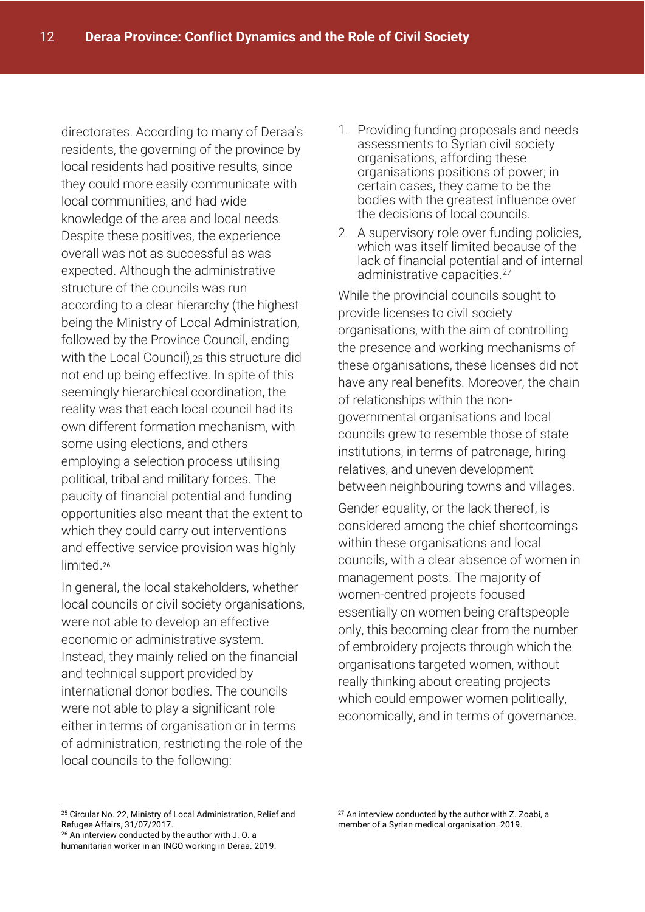directorates. According to many of Deraa's residents, the governing of the province by local residents had positive results, since they could more easily communicate with local communities, and had wide knowledge of the area and local needs. Despite these positives, the experience overall was not as successful as was expected. Although the administrative structure of the councils was run according to a clear hierarchy (the highest being the Ministry of Local Administration, followed by the Province Council, ending with the Local Council),[25] this structure did not end up being effective. In spite of this seemingly hierarchical coordination, the reality was that each local council had its own different formation mechanism, with some using elections, and others employing a selection process utilising political, tribal and military forces. The paucity of financial potential and funding opportunities also meant that the extent to which they could carry out interventions and effective service provision was highly limited.[26]

In general, the local stakeholders, whether local councils or civil society organisations, were not able to develop an effective economic or administrative system. Instead, they mainly relied on the financial and technical support provided by international donor bodies. The councils were not able to play a significant role either in terms of organisation or in terms of administration, restricting the role of the local councils to the following:

1. Providing funding proposals and needs assessments to Syrian civil society organisations, affording these organisations positions of power; in certain cases, they came to be the bodies with the greatest influence over the decisions of local councils.
2. A supervisory role over funding policies, which was itself limited because of the lack of financial potential and of internal administrative capacities.[27]

While the provincial councils sought to provide licenses to civil society organisations, with the aim of controlling the presence and working mechanisms of these organisations, these licenses did not have any real benefits. Moreover, the chain of relationships within the non-governmental organisations and local councils grew to resemble those of state institutions, in terms of patronage, hiring relatives, and uneven development between neighbouring towns and villages.

Gender equality, or the lack thereof, is considered among the chief shortcomings within these organisations and local councils, with a clear absence of women in management posts. The majority of women-centred projects focused essentially on women being craftspeople only, this becoming clear from the number of embroidery projects through which the organisations targeted women, without really thinking about creating projects which could empower women politically, economically, and in terms of governance.

---

[25] Circular No. 22, Ministry of Local Administration, Relief and Refugee Affairs, 31/07/2017.

[26] An interview conducted by the author with J. O. a humanitarian worker in an INGO working in Deraa. 2019.

[27] An interview conducted by the author with Z. Zoabi, a member of a Syrian medical organisation. 2019.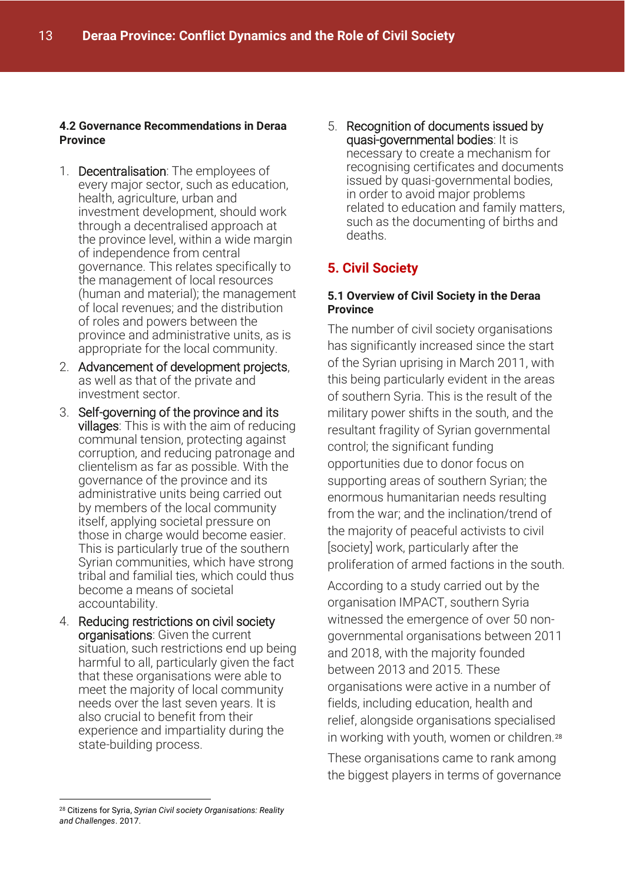#### 4.2 Governance Recommendations in Deraa Province

1. Decentralisation: The employees of every major sector, such as education, health, agriculture, urban and investment development, should work through a decentralised approach at the province level, within a wide margin of independence from central governance. This relates specifically to the management of local resources (human and material); the management of local revenues; and the distribution of roles and powers between the province and administrative units, as is appropriate for the local community.
2. Advancement of development projects, as well as that of the private and investment sector.
3. Self-governing of the province and its villages: This is with the aim of reducing communal tension, protecting against corruption, and reducing patronage and clientelism as far as possible. With the governance of the province and its administrative units being carried out by members of the local community itself, applying societal pressure on those in charge would become easier. This is particularly true of the southern Syrian communities, which have strong tribal and familial ties, which could thus become a means of societal accountability.
4. Reducing restrictions on civil society organisations: Given the current situation, such restrictions end up being harmful to all, particularly given the fact that these organisations were able to meet the majority of local community needs over the last seven years. It is also crucial to benefit from their experience and impartiality during the state-building process.
5. Recognition of documents issued by quasi-governmental bodies: It is necessary to create a mechanism for recognising certificates and documents issued by quasi-governmental bodies, in order to avoid major problems related to education and family matters, such as the documenting of births and deaths.

## 5. Civil Society

#### 5.1 Overview of Civil Society in the Deraa Province

The number of civil society organisations has significantly increased since the start of the Syrian uprising in March 2011, with this being particularly evident in the areas of southern Syria. This is the result of the military power shifts in the south, and the resultant fragility of Syrian governmental control; the significant funding opportunities due to donor focus on supporting areas of southern Syrian; the enormous humanitarian needs resulting from the war; and the inclination/trend of the majority of peaceful activists to civil [society] work, particularly after the proliferation of armed factions in the south.

According to a study carried out by the organisation IMPACT, southern Syria witnessed the emergence of over 50 non-governmental organisations between 2011 and 2018, with the majority founded between 2013 and 2015. These organisations were active in a number of fields, including education, health and relief, alongside organisations specialised in working with youth, women or children.[28]

These organisations came to rank among the biggest players in terms of governance

---

[28] Citizens for Syria, *Syrian Civil society Organisations: Reality and Challenges*. 2017.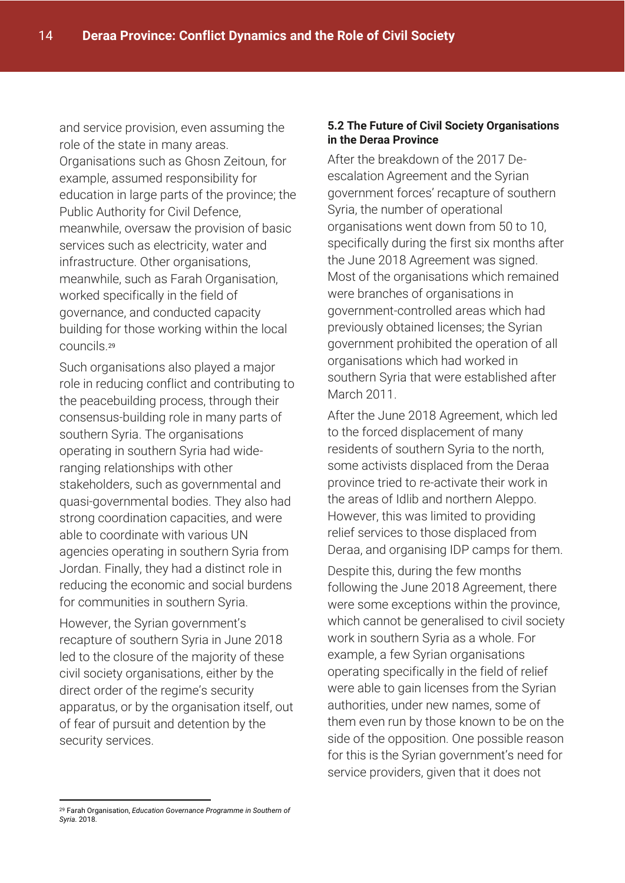and service provision, even assuming the role of the state in many areas. Organisations such as Ghosn Zeitoun, for example, assumed responsibility for education in large parts of the province; the Public Authority for Civil Defence, meanwhile, oversaw the provision of basic services such as electricity, water and infrastructure. Other organisations, meanwhile, such as Farah Organisation, worked specifically in the field of governance, and conducted capacity building for those working within the local councils.[29]

Such organisations also played a major role in reducing conflict and contributing to the peacebuilding process, through their consensus-building role in many parts of southern Syria. The organisations operating in southern Syria had wide-ranging relationships with other stakeholders, such as governmental and quasi-governmental bodies. They also had strong coordination capacities, and were able to coordinate with various UN agencies operating in southern Syria from Jordan. Finally, they had a distinct role in reducing the economic and social burdens for communities in southern Syria.

However, the Syrian government's recapture of southern Syria in June 2018 led to the closure of the majority of these civil society organisations, either by the direct order of the regime's security apparatus, or by the organisation itself, out of fear of pursuit and detention by the security services.

### 5.2 The Future of Civil Society Organisations in the Deraa Province

After the breakdown of the 2017 De-escalation Agreement and the Syrian government forces' recapture of southern Syria, the number of operational organisations went down from 50 to 10, specifically during the first six months after the June 2018 Agreement was signed. Most of the organisations which remained were branches of organisations in government-controlled areas which had previously obtained licenses; the Syrian government prohibited the operation of all organisations which had worked in southern Syria that were established after March 2011.

After the June 2018 Agreement, which led to the forced displacement of many residents of southern Syria to the north, some activists displaced from the Deraa province tried to re-activate their work in the areas of Idlib and northern Aleppo. However, this was limited to providing relief services to those displaced from Deraa, and organising IDP camps for them.

Despite this, during the few months following the June 2018 Agreement, there were some exceptions within the province, which cannot be generalised to civil society work in southern Syria as a whole. For example, a few Syrian organisations operating specifically in the field of relief were able to gain licenses from the Syrian authorities, under new names, some of them even run by those known to be on the side of the opposition. One possible reason for this is the Syrian government's need for service providers, given that it does not

---

[29] Farah Organisation, *Education Governance Programme in Southern of Syria.* 2018.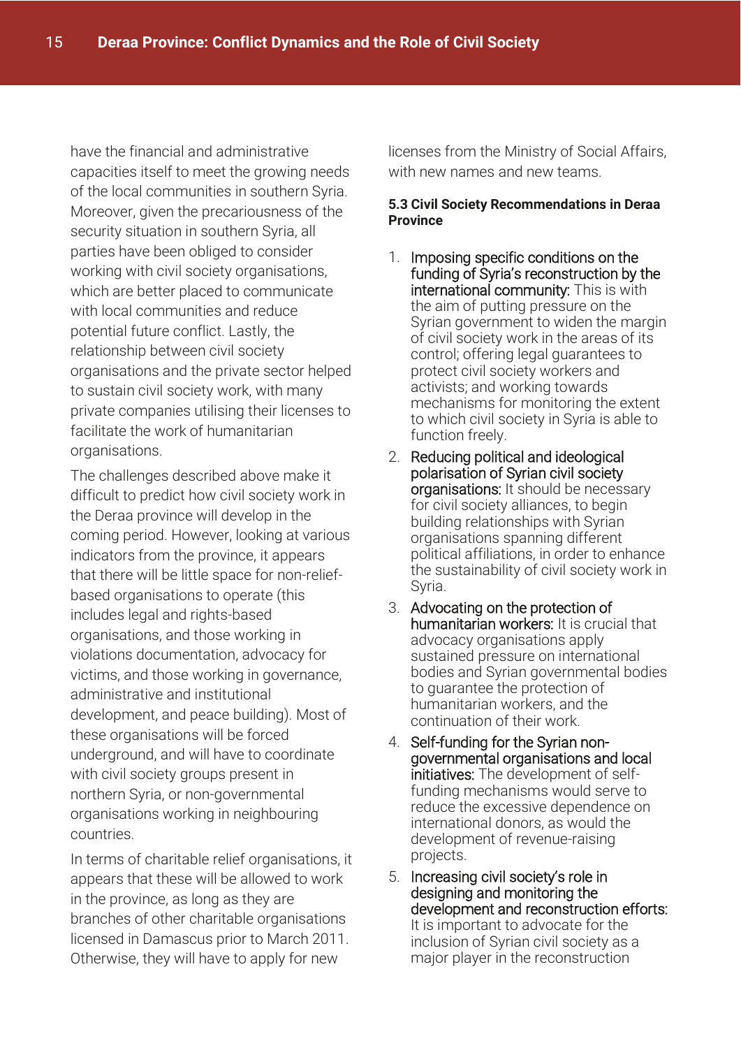have the financial and administrative capacities itself to meet the growing needs of the local communities in southern Syria. Moreover, given the precariousness of the security situation in southern Syria, all parties have been obliged to consider working with civil society organisations, which are better placed to communicate with local communities and reduce potential future conflict. Lastly, the relationship between civil society organisations and the private sector helped to sustain civil society work, with many private companies utilising their licenses to facilitate the work of humanitarian organisations.

The challenges described above make it difficult to predict how civil society work in the Deraa province will develop in the coming period. However, looking at various indicators from the province, it appears that there will be little space for non-relief-based organisations to operate (this includes legal and rights-based organisations, and those working in violations documentation, advocacy for victims, and those working in governance, administrative and institutional development, and peace building). Most of these organisations will be forced underground, and will have to coordinate with civil society groups present in northern Syria, or non-governmental organisations working in neighbouring countries.

In terms of charitable relief organisations, it appears that these will be allowed to work in the province, as long as they are branches of other charitable organisations licensed in Damascus prior to March 2011. Otherwise, they will have to apply for new licenses from the Ministry of Social Affairs, with new names and new teams.

### 5.3 Civil Society Recommendations in Deraa Province

1. Imposing specific conditions on the funding of Syria's reconstruction by the international community: This is with the aim of putting pressure on the Syrian government to widen the margin of civil society work in the areas of its control; offering legal guarantees to protect civil society workers and activists; and working towards mechanisms for monitoring the extent to which civil society in Syria is able to function freely.
2. Reducing political and ideological polarisation of Syrian civil society organisations: It should be necessary for civil society alliances, to begin building relationships with Syrian organisations spanning different political affiliations, in order to enhance the sustainability of civil society work in Syria.
3. Advocating on the protection of humanitarian workers: It is crucial that advocacy organisations apply sustained pressure on international bodies and Syrian governmental bodies to guarantee the protection of humanitarian workers, and the continuation of their work.
4. Self-funding for the Syrian non-governmental organisations and local initiatives: The development of self-funding mechanisms would serve to reduce the excessive dependence on international donors, as would the development of revenue-raising projects.
5. Increasing civil society's role in designing and monitoring the development and reconstruction efforts: It is important to advocate for the inclusion of Syrian civil society as a major player in the reconstruction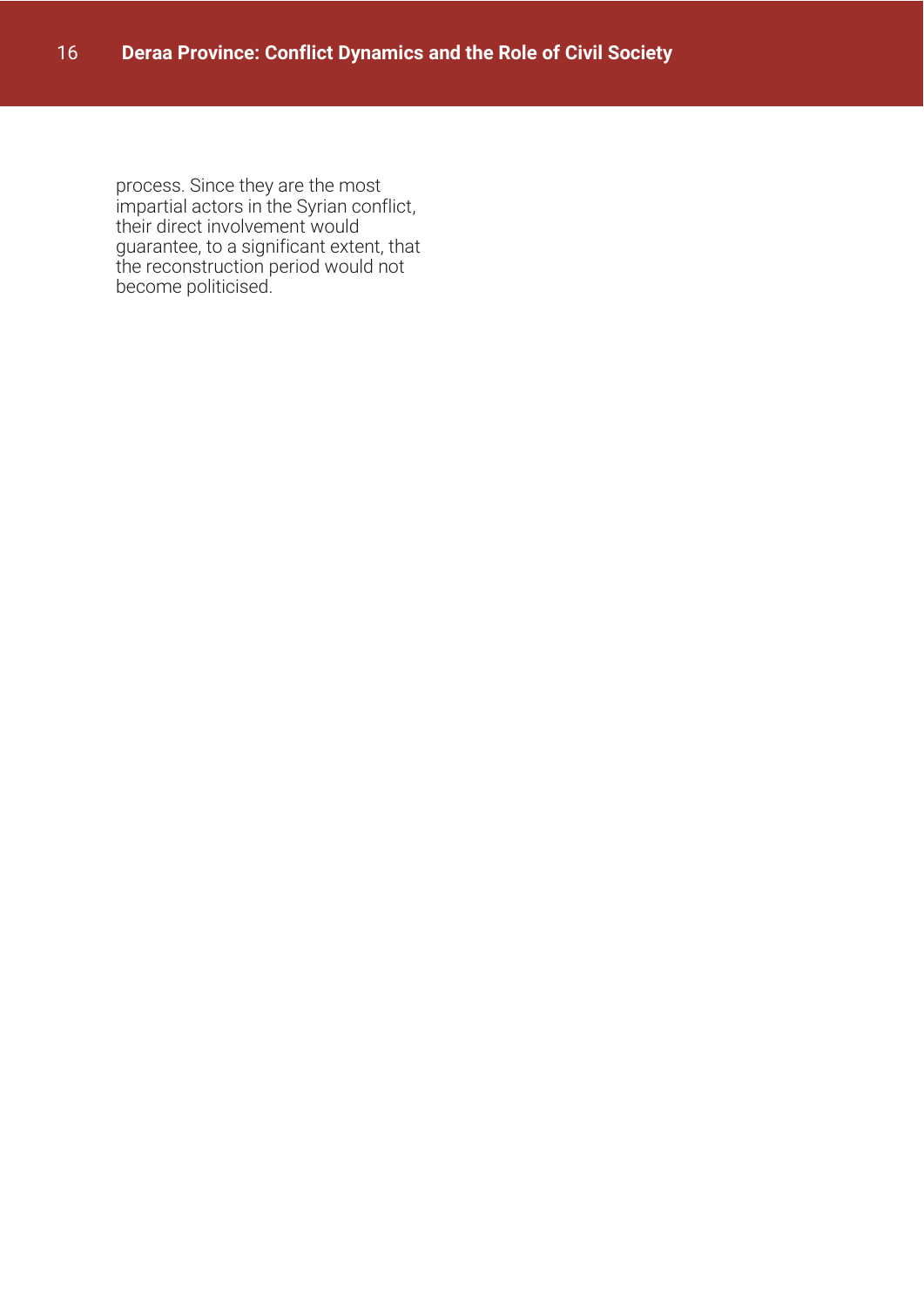process. Since they are the most impartial actors in the Syrian conflict, their direct involvement would guarantee, to a significant extent, that the reconstruction period would not become politicised.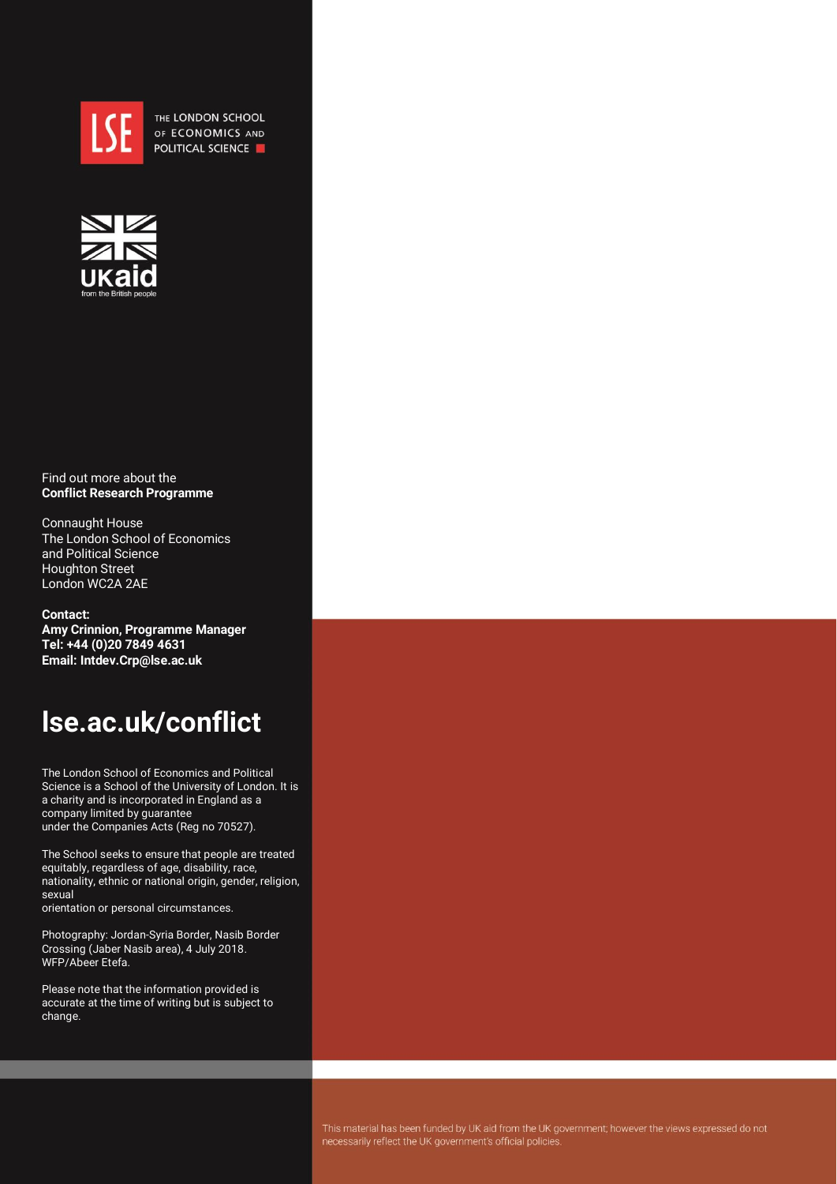THE LONDON SCHOOL OF ECONOMICS AND POLITICAL SCIENCE

UKaid from the British people

Find out more about the
**Conflict Research Programme**

Connaught House
The London School of Economics and Political Science
Houghton Street
London WC2A 2AE

**Contact:**
**Amy Crinnion, Programme Manager**
**Tel: +44 (0)20 7849 4631**
**Email: Intdev.Crp@lse.ac.uk**

# lse.ac.uk/conflict

The London School of Economics and Political Science is a School of the University of London. It is a charity and is incorporated in England as a company limited by guarantee under the Companies Acts (Reg no 70527).

The School seeks to ensure that people are treated equitably, regardless of age, disability, race, nationality, ethnic or national origin, gender, religion, sexual orientation or personal circumstances.

Photography: Jordan-Syria Border, Nasib Border Crossing (Jaber Nasib area), 4 July 2018. WFP/Abeer Etefa.

Please note that the information provided is accurate at the time of writing but is subject to change.

This material has been funded by UK aid from the UK government; however the views expressed do not necessarily reflect the UK government's official policies.